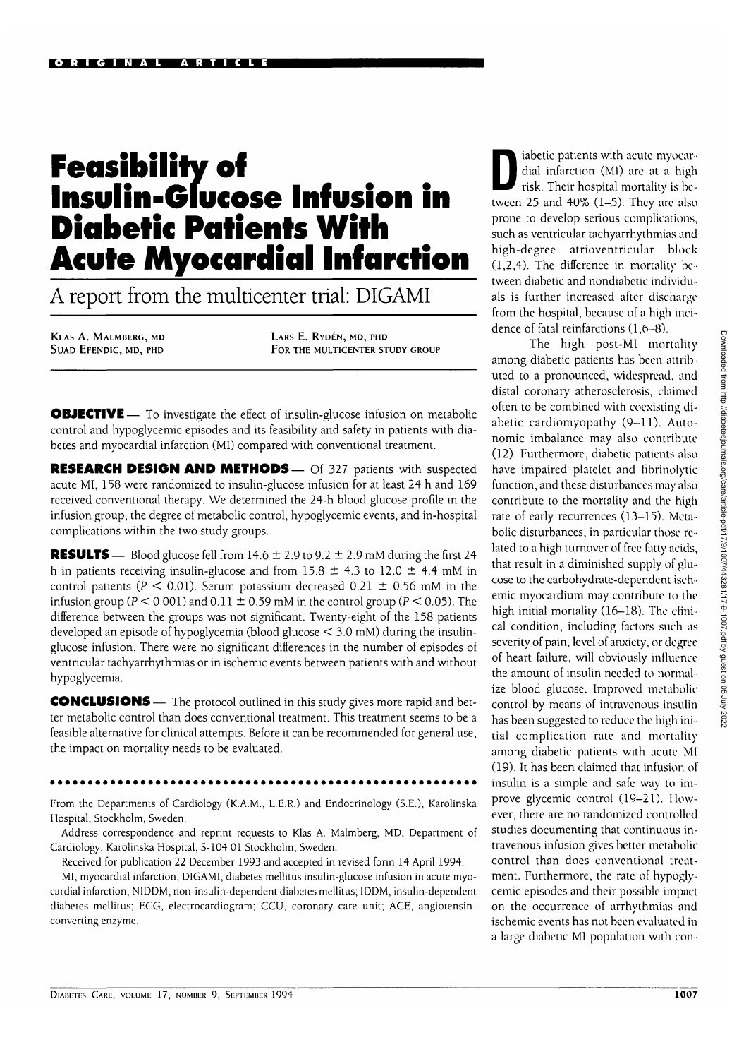ORIGINAL ARTICLE

# Feasibility of Insulin-Glucose Infusion in Diabetic Patients With Acute Myocardial Infarction

## A report from the multicenter trial: DIGAMI

KLAS A. MALMBERG, MD
SUAD EFENDIC, MD, PHD
LARS E. RYDÉN, MD, PHD
FOR THE MULTICENTER STUDY GROUP

**OBJECTIVE** — To investigate the effect of insulin-glucose infusion on metabolic control and hypoglycemic episodes and its feasibility and safety in patients with diabetes and myocardial infarction (MI) compared with conventional treatment.

**RESEARCH DESIGN AND METHODS** — Of 327 patients with suspected acute MI, 158 were randomized to insulin-glucose infusion for at least 24 h and 169 received conventional therapy. We determined the 24-h blood glucose profile in the infusion group, the degree of metabolic control, hypoglycemic events, and in-hospital complications within the two study groups.

**RESULTS** — Blood glucose fell from 14.6 ± 2.9 to 9.2 ± 2.9 mM during the first 24 h in patients receiving insulin-glucose and from 15.8 ± 4.3 to 12.0 ± 4.4 mM in control patients ($P < 0.01$). Serum potassium decreased 0.21 ± 0.56 mM in the infusion group ($P < 0.001$) and 0.11 ± 0.59 mM in the control group ($P < 0.05$). The difference between the groups was not significant. Twenty-eight of the 158 patients developed an episode of hypoglycemia (blood glucose < 3.0 mM) during the insulin-glucose infusion. There were no significant differences in the number of episodes of ventricular tachyarrhythmias or in ischemic events between patients with and without hypoglycemia.

**CONCLUSIONS** — The protocol outlined in this study gives more rapid and better metabolic control than does conventional treatment. This treatment seems to be a feasible alternative for clinical attempts. Before it can be recommended for general use, the impact on mortality needs to be evaluated.

From the Departments of Cardiology (K.A.M., L.E.R.) and Endocrinology (S.E.), Karolinska Hospital, Stockholm, Sweden.

Address correspondence and reprint requests to Klas A. Malmberg, MD, Department of Cardiology, Karolinska Hospital, S-104 01 Stockholm, Sweden.

Received for publication 22 December 1993 and accepted in revised form 14 April 1994.

MI, myocardial infarction; DIGAMI, diabetes mellitus insulin-glucose infusion in acute myocardial infarction; NIDDM, non-insulin-dependent diabetes mellitus; IDDM, insulin-dependent diabetes mellitus; ECG, electrocardiogram; CCU, coronary care unit; ACE, angiotensin-converting enzyme.

Diabetic patients with acute myocardial infarction (MI) are at a high risk. Their hospital mortality is between 25 and 40% (1–5). They are also prone to develop serious complications, such as ventricular tachyarrhythmias and high-degree atrioventricular block (1,2,4). The difference in mortality between diabetic and nondiabetic individuals is further increased after discharge from the hospital, because of a high incidence of fatal reinfarctions (1,6–8).

The high post-MI mortality among diabetic patients has been attributed to a pronounced, widespread, and distal coronary atherosclerosis, claimed often to be combined with coexisting diabetic cardiomyopathy (9–11). Autonomic imbalance may also contribute (12). Furthermore, diabetic patients also have impaired platelet and fibrinolytic function, and these disturbances may also contribute to the mortality and the high rate of early recurrences (13–15). Metabolic disturbances, in particular those related to a high turnover of free fatty acids, that result in a diminished supply of glucose to the carbohydrate-dependent ischemic myocardium may contribute to the high initial mortality (16–18). The clinical condition, including factors such as severity of pain, level of anxiety, or degree of heart failure, will obviously influence the amount of insulin needed to normalize blood glucose. Improved metabolic control by means of intravenous insulin has been suggested to reduce the high initial complication rate and mortality among diabetic patients with acute MI (19). It has been claimed that infusion of insulin is a simple and safe way to improve glycemic control (19–21). However, there are no randomized controlled studies documenting that continuous intravenous infusion gives better metabolic control than does conventional treatment. Furthermore, the rate of hypoglycemic episodes and their possible impact on the occurrence of arrhythmias and ischemic events has not been evaluated in a large diabetic MI population with con-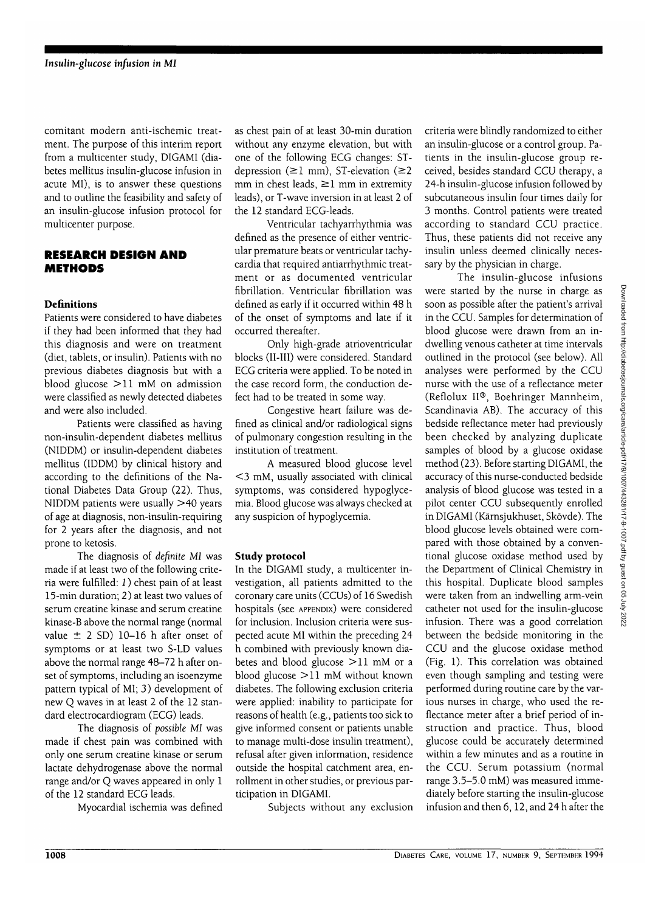comitant modern anti-ischemic treatment. The purpose of this interim report from a multicenter study, DIGAMI (diabetes mellitus insulin-glucose infusion in acute MI), is to answer these questions and to outline the feasibility and safety of an insulin-glucose infusion protocol for multicenter purpose.

## RESEARCH DESIGN AND METHODS

### Definitions

Patients were considered to have diabetes if they had been informed that they had this diagnosis and were on treatment (diet, tablets, or insulin). Patients with no previous diabetes diagnosis but with a blood glucose >11 mM on admission were classified as newly detected diabetes and were also included.

Patients were classified as having non-insulin-dependent diabetes mellitus (NIDDM) or insulin-dependent diabetes mellitus (IDDM) by clinical history and according to the definitions of the National Diabetes Data Group (22). Thus, NIDDM patients were usually >40 years of age at diagnosis, non-insulin-requiring for 2 years after the diagnosis, and not prone to ketosis.

The diagnosis of *definite MI* was made if at least two of the following criteria were fulfilled: *1*) chest pain of at least 15-min duration; *2*) at least two values of serum creatine kinase and serum creatine kinase-B above the normal range (normal value ± 2 SD) 10–16 h after onset of symptoms or at least two S-LD values above the normal range 48–72 h after onset of symptoms, including an isoenzyme pattern typical of MI; *3*) development of new Q waves in at least 2 of the 12 standard electrocardiogram (ECG) leads.

The diagnosis of *possible MI* was made if chest pain was combined with only one serum creatine kinase or serum lactate dehydrogenase above the normal range and/or Q waves appeared in only 1 of the 12 standard ECG leads.

Myocardial ischemia was defined as chest pain of at least 30-min duration without any enzyme elevation, but with one of the following ECG changes: ST-depression (≥1 mm), ST-elevation (≥2 mm in chest leads, ≥1 mm in extremity leads), or T-wave inversion in at least 2 of the 12 standard ECG-leads.

Ventricular tachyarrhythmia was defined as the presence of either ventricular premature beats or ventricular tachycardia that required antiarrhythmic treatment or as documented ventricular fibrillation. Ventricular fibrillation was defined as early if it occurred within 48 h of the onset of symptoms and late if it occurred thereafter.

Only high-grade atrioventricular blocks (II-III) were considered. Standard ECG criteria were applied. To be noted in the case record form, the conduction defect had to be treated in some way.

Congestive heart failure was defined as clinical and/or radiological signs of pulmonary congestion resulting in the institution of treatment.

A measured blood glucose level <3 mM, usually associated with clinical symptoms, was considered hypoglycemia. Blood glucose was always checked at any suspicion of hypoglycemia.

### Study protocol

In the DIGAMI study, a multicenter investigation, all patients admitted to the coronary care units (CCUs) of 16 Swedish hospitals (see APPENDIX) were considered for inclusion. Inclusion criteria were suspected acute MI within the preceding 24 h combined with previously known diabetes and blood glucose >11 mM or a blood glucose >11 mM without known diabetes. The following exclusion criteria were applied: inability to participate for reasons of health (e.g., patients too sick to give informed consent or patients unable to manage multi-dose insulin treatment), refusal after given information, residence outside the hospital catchment area, enrollment in other studies, or previous participation in DIGAMI.

Subjects without any exclusion criteria were blindly randomized to either an insulin-glucose or a control group. Patients in the insulin-glucose group received, besides standard CCU therapy, a 24-h insulin-glucose infusion followed by subcutaneous insulin four times daily for 3 months. Control patients were treated according to standard CCU practice. Thus, these patients did not receive any insulin unless deemed clinically necessary by the physician in charge.

The insulin-glucose infusions were started by the nurse in charge as soon as possible after the patient's arrival in the CCU. Samples for determination of blood glucose were drawn from an indwelling venous catheter at time intervals outlined in the protocol (see below). All analyses were performed by the CCU nurse with the use of a reflectance meter (Reflolux II®, Boehringer Mannheim, Scandinavia AB). The accuracy of this bedside reflectance meter had previously been checked by analyzing duplicate samples of blood by a glucose oxidase method (23). Before starting DIGAMI, the accuracy of this nurse-conducted bedside analysis of blood glucose was tested in a pilot center CCU subsequently enrolled in DIGAMI (Kärnsjukhuset, Skövde). The blood glucose levels obtained were compared with those obtained by a conventional glucose oxidase method used by the Department of Clinical Chemistry in this hospital. Duplicate blood samples were taken from an indwelling arm-vein catheter not used for the insulin-glucose infusion. There was a good correlation between the bedside monitoring in the CCU and the glucose oxidase method (Fig. 1). This correlation was obtained even though sampling and testing were performed during routine care by the various nurses in charge, who used the reflectance meter after a brief period of instruction and practice. Thus, blood glucose could be accurately determined within a few minutes and as a routine in the CCU. Serum potassium (normal range 3.5–5.0 mM) was measured immediately before starting the insulin-glucose infusion and then 6, 12, and 24 h after the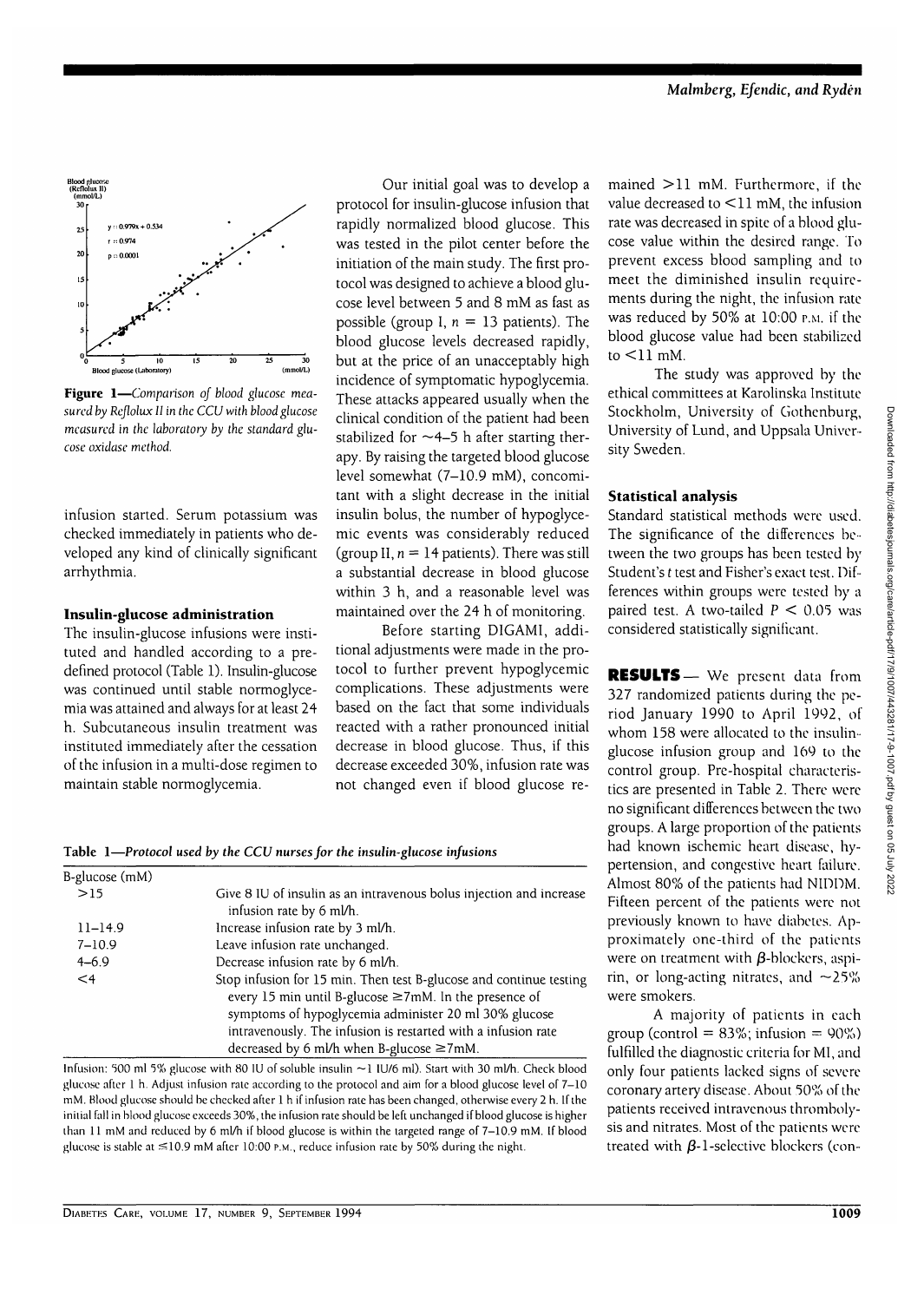Figure 1—*Comparison of blood glucose measured by Reflolux II in the CCU with blood glucose measured in the laboratory by the standard glucose oxidase method.*

infusion started. Serum potassium was checked immediately in patients who developed any kind of clinically significant arrhythmia.

### Insulin-glucose administration

The insulin-glucose infusions were instituted and handled according to a predefined protocol (Table 1). Insulin-glucose was continued until stable normoglycemia was attained and always for at least 24 h. Subcutaneous insulin treatment was instituted immediately after the cessation of the infusion in a multi-dose regimen to maintain stable normoglycemia.

Our initial goal was to develop a protocol for insulin-glucose infusion that rapidly normalized blood glucose. This was tested in the pilot center before the initiation of the main study. The first protocol was designed to achieve a blood glucose level between 5 and 8 mM as fast as possible (group I, $n = 13$ patients). The blood glucose levels decreased rapidly, but at the price of an unacceptably high incidence of symptomatic hypoglycemia. These attacks appeared usually when the clinical condition of the patient had been stabilized for ~4–5 h after starting therapy. By raising the targeted blood glucose level somewhat (7–10.9 mM), concomitant with a slight decrease in the initial insulin bolus, the number of hypoglycemic events was considerably reduced (group II, $n = 14$ patients). There was still a substantial decrease in blood glucose within 3 h, and a reasonable level was maintained over the 24 h of monitoring.

Before starting DIGAMI, additional adjustments were made in the protocol to further prevent hypoglycemic complications. These adjustments were based on the fact that some individuals reacted with a rather pronounced initial decrease in blood glucose. Thus, if this decrease exceeded 30%, infusion rate was not changed even if blood glucose remained >11 mM. Furthermore, if the value decreased to <11 mM, the infusion rate was decreased in spite of a blood glucose value within the desired range. To prevent excess blood sampling and to meet the diminished insulin requirements during the night, the infusion rate was reduced by 50% at 10:00 P.M. if the blood glucose value had been stabilized to <11 mM.

The study was approved by the ethical committees at Karolinska Institute Stockholm, University of Gothenburg, University of Lund, and Uppsala University Sweden.

### Statistical analysis

Standard statistical methods were used. The significance of the differences between the two groups has been tested by Student's *t* test and Fisher's exact test. Differences within groups were tested by a paired test. A two-tailed $P < 0.05$ was considered statistically significant.

**Table 1**—*Protocol used by the CCU nurses for the insulin-glucose infusions*

| B-glucose (mM) | |
|---|---|
| >15 | Give 8 IU of insulin as an intravenous bolus injection and increase infusion rate by 6 ml/h. |
| 11–14.9 | Increase infusion rate by 3 ml/h. |
| 7–10.9 | Leave infusion rate unchanged. |
| 4–6.9 | Decrease infusion rate by 6 ml/h. |
| <4 | Stop infusion for 15 min. Then test B-glucose and continue testing every 15 min until B-glucose ≥7mM. In the presence of symptoms of hypoglycemia administer 20 ml 30% glucose intravenously. The infusion is restarted with a infusion rate decreased by 6 ml/h when B-glucose ≥7mM. |

Infusion: 500 ml 5% glucose with 80 IU of soluble insulin ~1 IU/6 ml). Start with 30 ml/h. Check blood glucose after 1 h. Adjust infusion rate according to the protocol and aim for a blood glucose level of 7–10 mM. Blood glucose should be checked after 1 h if infusion rate has been changed, otherwise every 2 h. If the initial fall in blood glucose exceeds 30%, the infusion rate should be left unchanged if blood glucose is higher than 11 mM and reduced by 6 ml/h if blood glucose is within the targeted range of 7–10.9 mM. If blood glucose is stable at ≤10.9 mM after 10:00 P.M., reduce infusion rate by 50% during the night.

## RESULTS

We present data from 327 randomized patients during the period January 1990 to April 1992, of whom 158 were allocated to the insulin-glucose infusion group and 169 to the control group. Pre-hospital characteristics are presented in Table 2. There were no significant differences between the two groups. A large proportion of the patients had known ischemic heart disease, hypertension, and congestive heart failure. Almost 80% of the patients had NIDDM. Fifteen percent of the patients were not previously known to have diabetes. Approximately one-third of the patients were on treatment with β-blockers, aspirin, or long-acting nitrates, and ~25% were smokers.

A majority of patients in each group (control = 83%; infusion = 90%) fulfilled the diagnostic criteria for MI, and only four patients lacked signs of severe coronary artery disease. About 50% of the patients received intravenous thrombolysis and nitrates. Most of the patients were treated with β-1-selective blockers (con-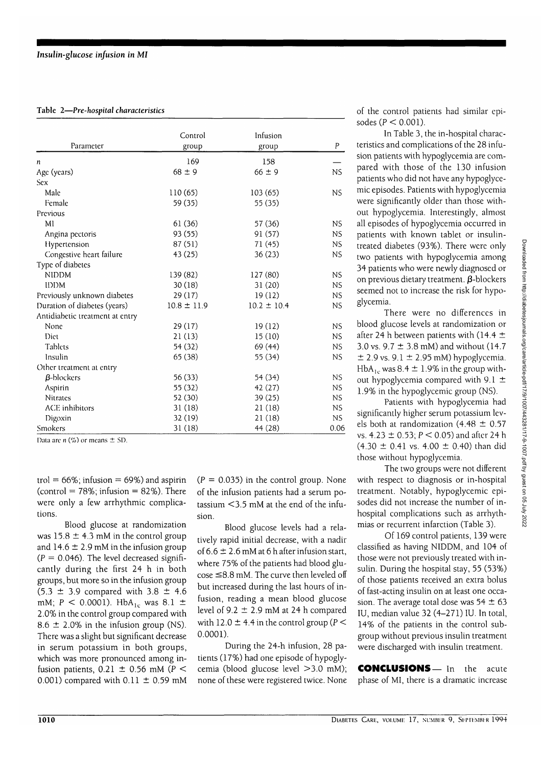**Table 2—Pre-hospital characteristics**

| Parameter | Control group | Infusion group | P |
|---|---|---|---|
| n | 169 | 158 | — |
| Age (years) | 68 ± 9 | 66 ± 9 | NS |
| Sex | | | |
| Male | 110 (65) | 103 (65) | NS |
| Female | 59 (35) | 55 (35) | |
| Previous | | | |
| MI | 61 (36) | 57 (36) | NS |
| Angina pectoris | 93 (55) | 91 (57) | NS |
| Hypertension | 87 (51) | 71 (45) | NS |
| Congestive heart failure | 43 (25) | 36 (23) | NS |
| Type of diabetes | | | |
| NIDDM | 139 (82) | 127 (80) | NS |
| IDDM | 30 (18) | 31 (20) | NS |
| Previously unknown diabetes | 29 (17) | 19 (12) | NS |
| Duration of diabetes (years) | 10.8 ± 11.9 | 10.2 ± 10.4 | NS |
| Antidiabetic treatment at entry | | | |
| None | 29 (17) | 19 (12) | NS |
| Diet | 21 (13) | 15 (10) | NS |
| Tablets | 54 (32) | 69 (44) | NS |
| Insulin | 65 (38) | 55 (34) | NS |
| Other treatment at entry | | | |
| β-blockers | 56 (33) | 54 (34) | NS |
| Aspirin | 55 (32) | 42 (27) | NS |
| Nitrates | 52 (30) | 39 (25) | NS |
| ACE inhibitors | 31 (18) | 21 (18) | NS |
| Digoxin | 32 (19) | 21 (18) | NS |
| Smokers | 31 (18) | 44 (28) | 0.06 |

Data are n (%) or means ± SD.

trol = 66%; infusion = 69%) and aspirin (control = 78%; infusion = 82%). There were only a few arrhythmic complications.

Blood glucose at randomization was 15.8 ± 4.3 mM in the control group and 14.6 ± 2.9 mM in the infusion group ($P = 0.046$). The level decreased significantly during the first 24 h in both groups, but more so in the infusion group (5.3 ± 3.9 compared with 3.8 ± 4.6 mM; $P < 0.0001$). $HbA_{1c}$ was 8.1 ± 2.0% in the control group compared with 8.6 ± 2.0% in the infusion group (NS). There was a slight but significant decrease in serum potassium in both groups, which was more pronounced among infusion patients, 0.21 ± 0.56 mM ($P < 0.001$) compared with 0.11 ± 0.59 mM ($P = 0.035$) in the control group. None of the infusion patients had a serum potassium <3.5 mM at the end of the infusion.

Blood glucose levels had a relatively rapid initial decrease, with a nadir of 6.6 ± 2.6 mM at 6 h after infusion start, where 75% of the patients had blood glucose ≤8.8 mM. The curve then leveled off but increased during the last hours of infusion, reading a mean blood glucose level of 9.2 ± 2.9 mM at 24 h compared with 12.0 ± 4.4 in the control group ($P < 0.0001$).

During the 24-h infusion, 28 patients (17%) had one episode of hypoglycemia (blood glucose level >3.0 mM); none of these were registered twice. None of the control patients had similar episodes ($P < 0.001$).

In Table 3, the in-hospital characteristics and complications of the 28 infusion patients with hypoglycemia are compared with those of the 130 infusion patients who did not have any hypoglycemic episodes. Patients with hypoglycemia were significantly older than those without hypoglycemia. Interestingly, almost all episodes of hypoglycemia occurred in patients with known tablet or insulin-treated diabetes (93%). There were only two patients with hypoglycemia among 34 patients who were newly diagnosed or on previous dietary treatment. β-blockers seemed not to increase the risk for hypoglycemia.

There were no differences in blood glucose levels at randomization or after 24 h between patients with (14.4 ± 3.0 vs. 9.7 ± 3.8 mM) and without (14.7 ± 2.9 vs. 9.1 ± 2.95 mM) hypoglycemia. $HbA_{1c}$ was 8.4 ± 1.9% in the group without hypoglycemia compared with 9.1 ± 1.9% in the hypoglycemic group (NS).

Patients with hypoglycemia had significantly higher serum potassium levels both at randomization (4.48 ± 0.57 vs. 4.23 ± 0.53; $P < 0.05$) and after 24 h (4.30 ± 0.41 vs. 4.00 ± 0.40) than did those without hypoglycemia.

The two groups were not different with respect to diagnosis or in-hospital treatment. Notably, hypoglycemic episodes did not increase the number of in-hospital complications such as arrhythmias or recurrent infarction (Table 3).

Of 169 control patients, 139 were classified as having NIDDM, and 104 of those were not previously treated with insulin. During the hospital stay, 55 (53%) of those patients received an extra bolus of fast-acting insulin on at least one occasion. The average total dose was 54 ± 63 IU, median value 32 (4–271) IU. In total, 14% of the patients in the control subgroup without previous insulin treatment were discharged with insulin treatment.

**CONCLUSIONS**— In the acute phase of MI, there is a dramatic increase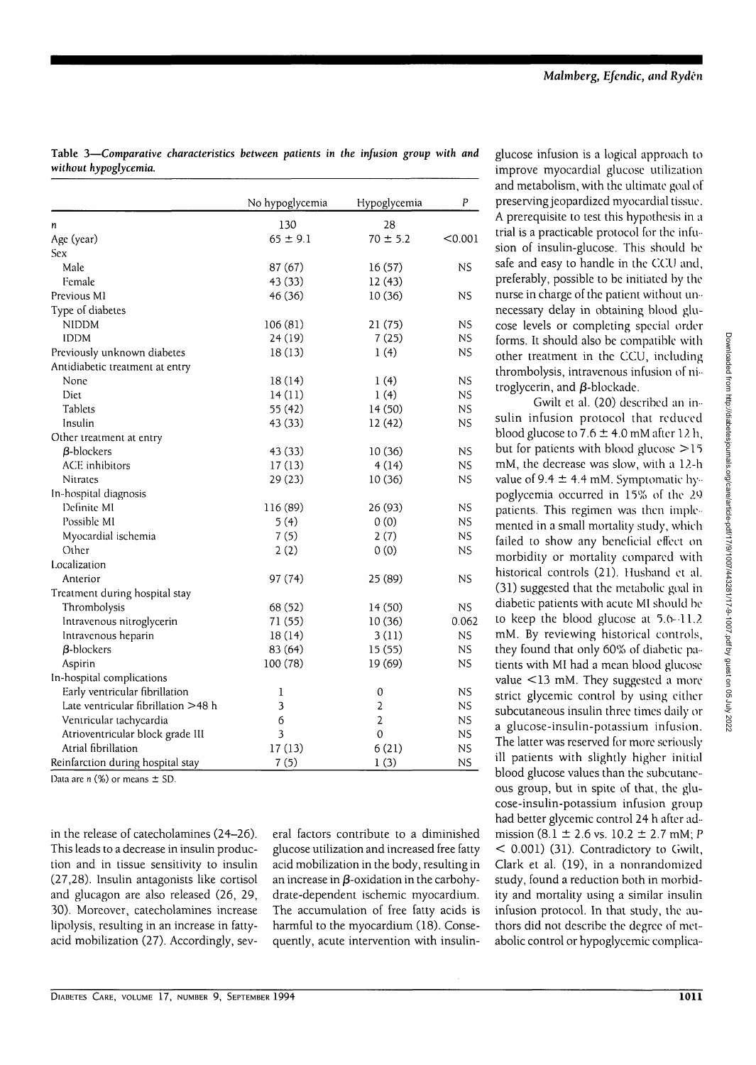**Table 3—Comparative characteristics between patients in the infusion group with and without hypoglycemia.**

| | No hypoglycemia | Hypoglycemia | P |
|---|---|---|---|
| n | 130 | 28 | |
| Age (year) | 65 ± 9.1 | 70 ± 5.2 | <0.001 |
| Sex | | | |
| Male | 87 (67) | 16 (57) | NS |
| Female | 43 (33) | 12 (43) | |
| Previous MI | 46 (36) | 10 (36) | NS |
| Type of diabetes | | | |
| NIDDM | 106 (81) | 21 (75) | NS |
| IDDM | 24 (19) | 7 (25) | NS |
| Previously unknown diabetes | 18 (13) | 1 (4) | NS |
| Antidiabetic treatment at entry | | | |
| None | 18 (14) | 1 (4) | NS |
| Diet | 14 (11) | 1 (4) | NS |
| Tablets | 55 (42) | 14 (50) | NS |
| Insulin | 43 (33) | 12 (42) | NS |
| Other treatment at entry | | | |
| β-blockers | 43 (33) | 10 (36) | NS |
| ACE inhibitors | 17 (13) | 4 (14) | NS |
| Nitrates | 29 (23) | 10 (36) | NS |
| In-hospital diagnosis | | | |
| Definite MI | 116 (89) | 26 (93) | NS |
| Possible MI | 5 (4) | 0 (0) | NS |
| Myocardial ischemia | 7 (5) | 2 (7) | NS |
| Other | 2 (2) | 0 (0) | NS |
| Localization | | | |
| Anterior | 97 (74) | 25 (89) | NS |
| Treatment during hospital stay | | | |
| Thrombolysis | 68 (52) | 14 (50) | NS |
| Intravenous nitroglycerin | 71 (55) | 10 (36) | 0.062 |
| Intravenous heparin | 18 (14) | 3 (11) | NS |
| β-blockers | 83 (64) | 15 (55) | NS |
| Aspirin | 100 (78) | 19 (69) | NS |
| In-hospital complications | | | |
| Early ventricular fibrillation | 1 | 0 | NS |
| Late ventricular fibrillation >48 h | 3 | 2 | NS |
| Ventricular tachycardia | 6 | 2 | NS |
| Atrioventricular block grade III | 3 | 0 | NS |
| Atrial fibrillation | 17 (13) | 6 (21) | NS |
| Reinfarction during hospital stay | 7 (5) | 1 (3) | NS |

Data are n (%) or means ± SD.

in the release of catecholamines (24–26). This leads to a decrease in insulin production and in tissue sensitivity to insulin (27,28). Insulin antagonists like cortisol and glucagon are also released (26, 29, 30). Moreover, catecholamines increase lipolysis, resulting in an increase in fatty-acid mobilization (27). Accordingly, several factors contribute to a diminished glucose utilization and increased free fatty acid mobilization in the body, resulting in an increase in β-oxidation in the carbohydrate-dependent ischemic myocardium. The accumulation of free fatty acids is harmful to the myocardium (18). Consequently, acute intervention with insulin-glucose infusion is a logical approach to improve myocardial glucose utilization and metabolism, with the ultimate goal of preserving jeopardized myocardial tissue. A prerequisite to test this hypothesis in a trial is a practicable protocol for the infusion of insulin-glucose. This should be safe and easy to handle in the CCU and, preferably, possible to be initiated by the nurse in charge of the patient without unnecessary delay in obtaining blood glucose levels or completing special order forms. It should also be compatible with other treatment in the CCU, including thrombolysis, intravenous infusion of nitroglycerin, and β-blockade.

Gwilt et al. (20) described an insulin infusion protocol that reduced blood glucose to 7.6 ± 4.0 mM after 12 h, but for patients with blood glucose >15 mM, the decrease was slow, with a 12-h value of 9.4 ± 4.4 mM. Symptomatic hypoglycemia occurred in 15% of the 29 patients. This regimen was then implemented in a small mortality study, which failed to show any beneficial effect on morbidity or mortality compared with historical controls (21). Husband et al. (31) suggested that the metabolic goal in diabetic patients with acute MI should be to keep the blood glucose at 5.6–11.2 mM. By reviewing historical controls, they found that only 60% of diabetic patients with MI had a mean blood glucose value <13 mM. They suggested a more strict glycemic control by using either subcutaneous insulin three times daily or a glucose-insulin-potassium infusion. The latter was reserved for more seriously ill patients with slightly higher initial blood glucose values than the subcutaneous group, but in spite of that, the glucose-insulin-potassium infusion group had better glycemic control 24 h after admission (8.1 ± 2.6 vs. 10.2 ± 2.7 mM; $P < 0.001$) (31). Contradictory to Gwilt, Clark et al. (19), in a nonrandomized study, found a reduction both in morbidity and mortality using a similar insulin infusion protocol. In that study, the authors did not describe the degree of metabolic control or hypoglycemic complica-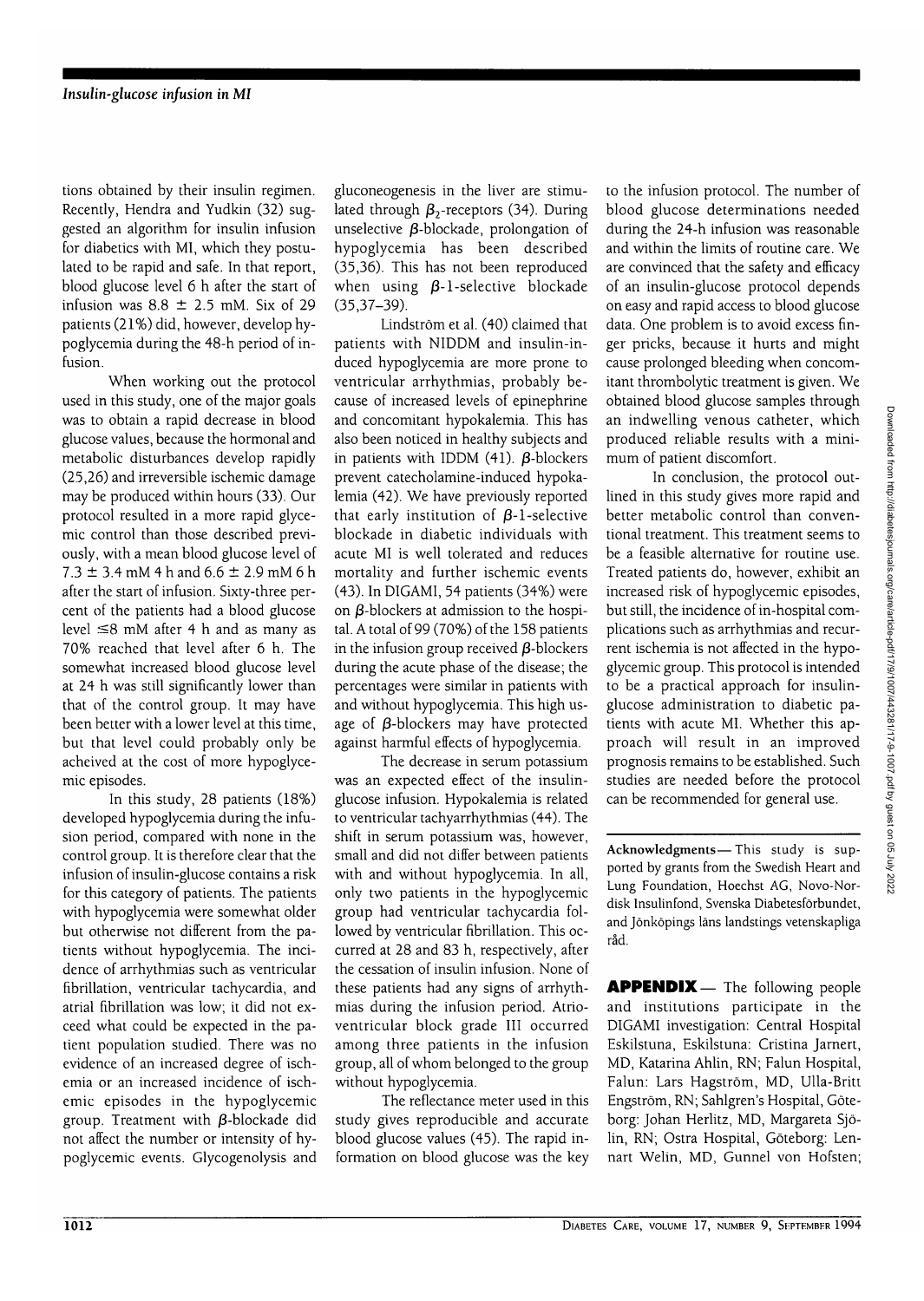tions obtained by their insulin regimen. Recently, Hendra and Yudkin (32) suggested an algorithm for insulin infusion for diabetics with MI, which they postulated to be rapid and safe. In that report, blood glucose level 6 h after the start of infusion was 8.8 ± 2.5 mM. Six of 29 patients (21%) did, however, develop hypoglycemia during the 48-h period of infusion.

When working out the protocol used in this study, one of the major goals was to obtain a rapid decrease in blood glucose values, because the hormonal and metabolic disturbances develop rapidly (25,26) and irreversible ischemic damage may be produced within hours (33). Our protocol resulted in a more rapid glycemic control than those described previously, with a mean blood glucose level of 7.3 ± 3.4 mM 4 h and 6.6 ± 2.9 mM 6 h after the start of infusion. Sixty-three percent of the patients had a blood glucose level ≤8 mM after 4 h and as many as 70% reached that level after 6 h. The somewhat increased blood glucose level at 24 h was still significantly lower than that of the control group. It may have been better with a lower level at this time, but that level could probably only be acheived at the cost of more hypoglycemic episodes.

In this study, 28 patients (18%) developed hypoglycemia during the infusion period, compared with none in the control group. It is therefore clear that the infusion of insulin-glucose contains a risk for this category of patients. The patients with hypoglycemia were somewhat older but otherwise not different from the patients without hypoglycemia. The incidence of arrhythmias such as ventricular fibrillation, ventricular tachycardia, and atrial fibrillation was low; it did not exceed what could be expected in the patient population studied. There was no evidence of an increased degree of ischemia or an increased incidence of ischemic episodes in the hypoglycemic group. Treatment with β-blockade did not affect the number or intensity of hypoglycemic events. Glycogenolysis and gluconeogenesis in the liver are stimulated through $\beta_2$-receptors (34). During unselective β-blockade, prolongation of hypoglycemia has been described (35,36). This has not been reproduced when using β-1-selective blockade (35,37–39).

Lindström et al. (40) claimed that patients with NIDDM and insulin-induced hypoglycemia are more prone to ventricular arrhythmias, probably because of increased levels of epinephrine and concomitant hypokalemia. This has also been noticed in healthy subjects and in patients with IDDM (41). β-blockers prevent catecholamine-induced hypokalemia (42). We have previously reported that early institution of β-1-selective blockade in diabetic individuals with acute MI is well tolerated and reduces mortality and further ischemic events (43). In DIGAMI, 54 patients (34%) were on β-blockers at admission to the hospital. A total of 99 (70%) of the 158 patients in the infusion group received β-blockers during the acute phase of the disease; the percentages were similar in patients with and without hypoglycemia. This high usage of β-blockers may have protected against harmful effects of hypoglycemia.

The decrease in serum potassium was an expected effect of the insulin-glucose infusion. Hypokalemia is related to ventricular tachyarrhythmias (44). The shift in serum potassium was, however, small and did not differ between patients with and without hypoglycemia. In all, only two patients in the hypoglycemic group had ventricular tachycardia followed by ventricular fibrillation. This occurred at 28 and 83 h, respectively, after the cessation of insulin infusion. None of these patients had any signs of arrhythmias during the infusion period. Atrioventricular block grade III occurred among three patients in the infusion group, all of whom belonged to the group without hypoglycemia.

The reflectance meter used in this study gives reproducible and accurate blood glucose values (45). The rapid information on blood glucose was the key to the infusion protocol. The number of blood glucose determinations needed during the 24-h infusion was reasonable and within the limits of routine care. We are convinced that the safety and efficacy of an insulin-glucose protocol depends on easy and rapid access to blood glucose data. One problem is to avoid excess finger pricks, because it hurts and might cause prolonged bleeding when concomitant thrombolytic treatment is given. We obtained blood glucose samples through an indwelling venous catheter, which produced reliable results with a minimum of patient discomfort.

In conclusion, the protocol outlined in this study gives more rapid and better metabolic control than conventional treatment. This treatment seems to be a feasible alternative for routine use. Treated patients do, however, exhibit an increased risk of hypoglycemic episodes, but still, the incidence of in-hospital complications such as arrhythmias and recurrent ischemia is not affected in the hypoglycemic group. This protocol is intended to be a practical approach for insulin-glucose administration to diabetic patients with acute MI. Whether this approach will result in an improved prognosis remains to be established. Such studies are needed before the protocol can be recommended for general use.

**Acknowledgments**— This study is supported by grants from the Swedish Heart and Lung Foundation, Hoechst AG, Novo-Nordisk Insulinfond, Svenska Diabetesförbundet, and Jönköpings läns landstings vetenskapliga råd.

**APPENDIX**— The following people and institutions participate in the DIGAMI investigation: Central Hospital Eskilstuna, Eskilstuna: Cristina Jarnert, MD, Katarina Ahlin, RN; Falun Hospital, Falun: Lars Hagström, MD, Ulla-Britt Engström, RN; Sahlgren's Hospital, Göteborg: Johan Herlitz, MD, Margareta Sjölin, RN; Ostra Hospital, Göteborg: Lennart Welin, MD, Gunnel von Hofsten;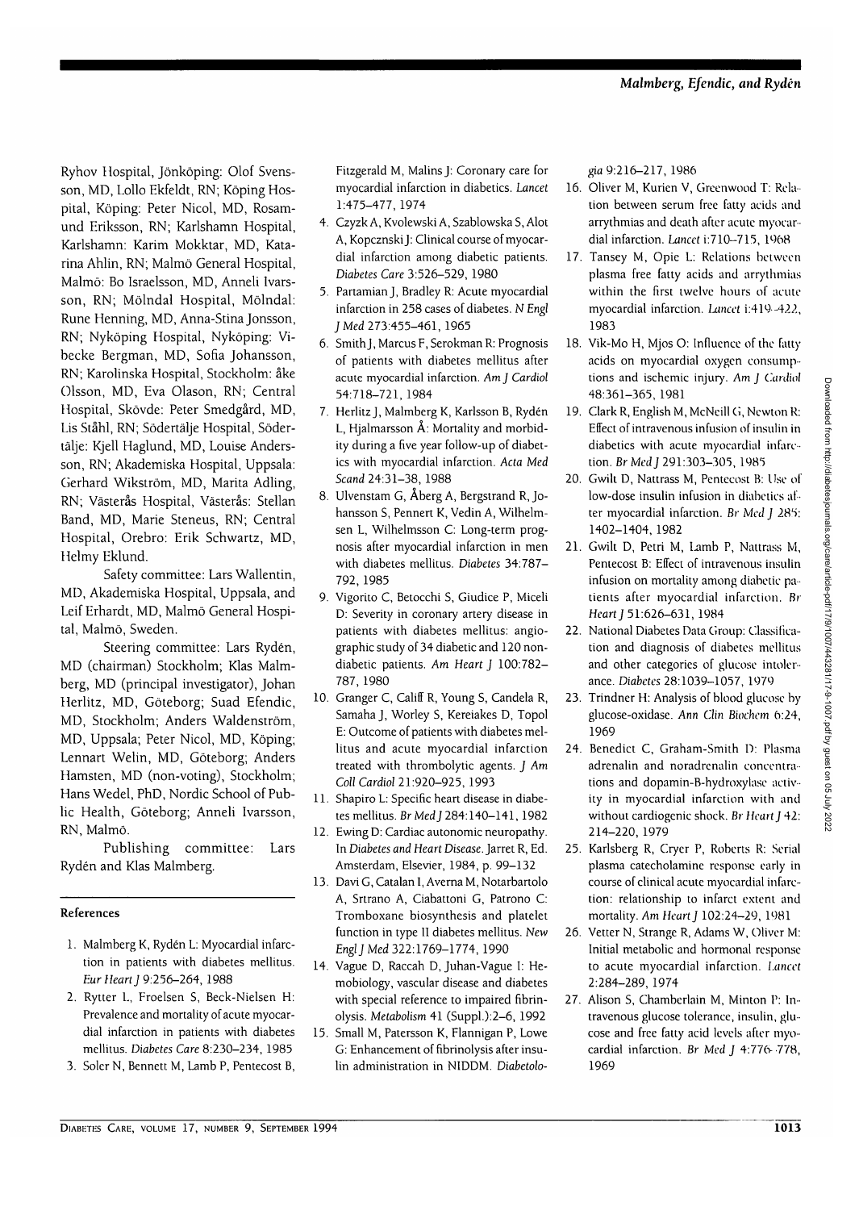Ryhov Hospital, Jönköping: Olof Svensson, MD, Lollo Ekfeldt, RN; Köping Hospital, Köping: Peter Nicol, MD, Rosamund Eriksson, RN; Karlshamn Hospital, Karlshamn: Karim Mokktar, MD, Katarina Ahlin, RN; Malmö General Hospital, Malmö: Bo Israelsson, MD, Anneli Ivarsson, RN; Mölndal Hospital, Mölndal: Rune Henning, MD, Anna-Stina Jonsson, RN; Nyköping Hospital, Nyköping: Vibecke Bergman, MD, Sofia Johansson, RN; Karolinska Hospital, Stockholm: åke Olsson, MD, Eva Olason, RN; Central Hospital, Skövde: Peter Smedgård, MD, Lis Ståhl, RN; Södertälje Hospital, Södertälje: Kjell Haglund, MD, Louise Andersson, RN; Akademiska Hospital, Uppsala: Gerhard Wikström, MD, Marita Adling, RN; Västerås Hospital, Västerås: Stellan Band, MD, Marie Steneus, RN; Central Hospital, Orebro: Erik Schwartz, MD, Helmy Eklund.

Safety committee: Lars Wallentin, MD, Akademiska Hospital, Uppsala, and Leif Erhardt, MD, Malmö General Hospital, Malmö, Sweden.

Steering committee: Lars Rydén, MD (chairman) Stockholm; Klas Malmberg, MD (principal investigator), Johan Herlitz, MD, Göteborg; Suad Efendic, MD, Stockholm; Anders Waldenström, MD, Uppsala; Peter Nicol, MD, Köping; Lennart Welin, MD, Göteborg; Anders Hamsten, MD (non-voting), Stockholm; Hans Wedel, PhD, Nordic School of Public Health, Göteborg; Anneli Ivarsson, RN, Malmö.

Publishing committee: Lars Rydén and Klas Malmberg.

## References

1. Malmberg K, Rydén L: Myocardial infarction in patients with diabetes mellitus. *Eur Heart J* 9:256–264, 1988
2. Rytter L, Froelsen S, Beck-Nielsen H: Prevalence and mortality of acute myocardial infarction in patients with diabetes mellitus. *Diabetes Care* 8:230–234, 1985
3. Soler N, Bennett M, Lamb P, Pentecost B, Fitzgerald M, Malins J: Coronary care for myocardial infarction in diabetics. *Lancet* 1:475–477, 1974
4. Czyzk A, Kvolewski A, Szablowska S, Alot A, Kopcznski J: Clinical course of myocardial infarction among diabetic patients. *Diabetes Care* 3:526–529, 1980
5. Partamian J, Bradley R: Acute myocardial infarction in 258 cases of diabetes. *N Engl J Med* 273:455–461, 1965
6. Smith J, Marcus F, Serokman R: Prognosis of patients with diabetes mellitus after acute myocardial infarction. *Am J Cardiol* 54:718–721, 1984
7. Herlitz J, Malmberg K, Karlsson B, Rydén L, Hjalmarsson Å: Mortality and morbidity during a five year follow-up of diabetics with myocardial infarction. *Acta Med Scand* 24:31–38, 1988
8. Ulvenstam G, Åberg A, Bergstrand R, Johansson S, Pennert K, Vedin A, Wilhelmsen L, Wilhelmsson C: Long-term prognosis after myocardial infarction in men with diabetes mellitus. *Diabetes* 34:787–792, 1985
9. Vigorito C, Betocchi S, Giudice P, Miceli D: Severity in coronary artery disease in patients with diabetes mellitus: angiographic study of 34 diabetic and 120 nondiabetic patients. *Am Heart J* 100:782–787, 1980
10. Granger C, Califf R, Young S, Candela R, Samaha J, Worley S, Kereiakes D, Topol E: Outcome of patients with diabetes mellitus and acute myocardial infarction treated with thrombolytic agents. *J Am Coll Cardiol* 21:920–925, 1993
11. Shapiro L: Specific heart disease in diabetes mellitus. *Br Med J* 284:140–141, 1982
12. Ewing D: Cardiac autonomic neuropathy. In *Diabetes and Heart Disease*. Jarret R, Ed. Amsterdam, Elsevier, 1984, p. 99–132
13. Davi G, Catalan I, Averna M, Notarbartolo A, Srtrano A, Ciabattoni G, Patrono C: Tromboxane biosynthesis and platelet function in type II diabetes mellitus. *New Engl J Med* 322:1769–1774, 1990
14. Vague D, Raccah D, Juhan-Vague I: Hemobiology, vascular disease and diabetes with special reference to impaired fibrinolysis. *Metabolism* 41 (Suppl.):2–6, 1992
15. Small M, Patersson K, Flannigan P, Lowe G: Enhancement of fibrinolysis after insulin administration in NIDDM. *Diabetologia* 9:216–217, 1986
16. Oliver M, Kurien V, Greenwood T: Relation between serum free fatty acids and arrythmias and death after acute myocardial infarction. *Lancet* i:710–715, 1968
17. Tansey M, Opie L: Relations between plasma free fatty acids and arrythmias within the first twelve hours of acute myocardial infarction. *Lancet* i:419–422, 1983
18. Vik-Mo H, Mjos O: Influence of the fatty acids on myocardial oxygen consumptions and ischemic injury. *Am J Cardiol* 48:361–365, 1981
19. Clark R, English M, McNeill G, Newton R: Effect of intravenous infusion of insulin in diabetics with acute myocardial infarction. *Br Med J* 291:303–305, 1985
20. Gwilt D, Nattrass M, Pentecost B: Use of low-dose insulin infusion in diabetics after myocardial infarction. *Br Med J* 285: 1402–1404, 1982
21. Gwilt D, Petri M, Lamb P, Nattrass M, Pentecost B: Effect of intravenous insulin infusion on mortality among diabetic patients after myocardial infarction. *Br Heart J* 51:626–631, 1984
22. National Diabetes Data Group: Classification and diagnosis of diabetes mellitus and other categories of glucose intolerance. *Diabetes* 28:1039–1057, 1979
23. Trindner H: Analysis of blood glucose by glucose-oxidase. *Ann Clin Biochem* 6:24, 1969
24. Benedict C, Graham-Smith D: Plasma adrenalin and noradrenalin concentrations and dopamin-B-hydroxylase activity in myocardial infarction with and without cardiogenic shock. *Br Heart J* 42: 214–220, 1979
25. Karlsberg R, Cryer P, Roberts R: Serial plasma catecholamine response early in course of clinical acute myocardial infarction: relationship to infarct extent and mortality. *Am Heart J* 102:24–29, 1981
26. Vetter N, Strange R, Adams W, Oliver M: Initial metabolic and hormonal response to acute myocardial infarction. *Lancet* 2:284–289, 1974
27. Alison S, Chamberlain M, Minton P: Intravenous glucose tolerance, insulin, glucose and free fatty acid levels after myocardial infarction. *Br Med J* 4:776–778, 1969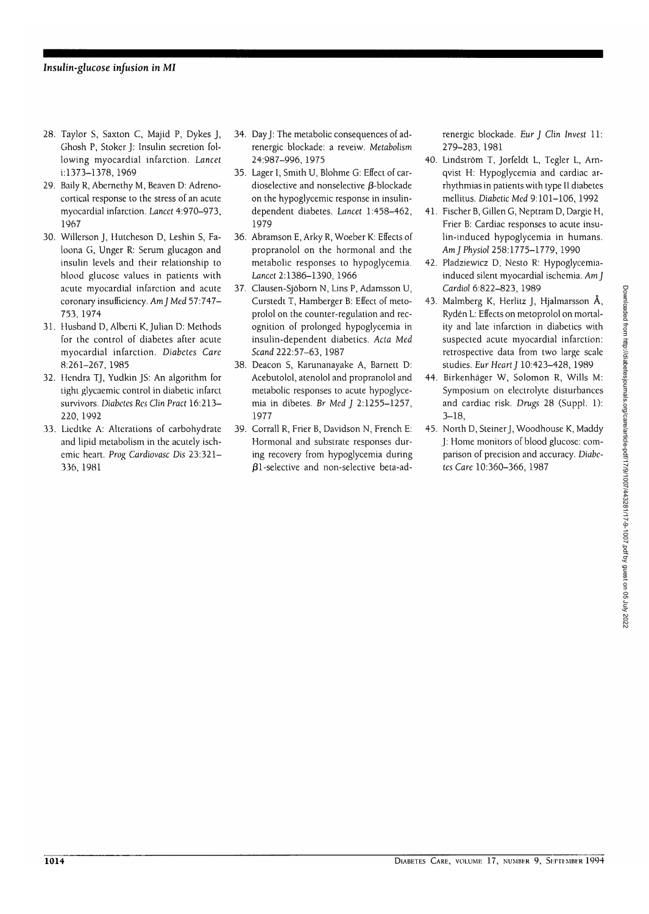28. Taylor S, Saxton C, Majid P, Dykes J, Ghosh P, Stoker J: Insulin secretion following myocardial infarction. *Lancet* i:1373–1378, 1969
29. Baily R, Abernethy M, Beaven D: Adrenocortical response to the stress of an acute myocardial infarction. *Lancet* 4:970–973, 1967
30. Willerson J, Hutcheson D, Leshin S, Faloona G, Unger R: Serum glucagon and insulin levels and their relationship to blood glucose values in patients with acute myocardial infarction and acute coronary insufficiency. *Am J Med* 57:747–753, 1974
31. Husband D, Alberti K, Julian D: Methods for the control of diabetes after acute myocardial infarction. *Diabetes Care* 8:261–267, 1985
32. Hendra TJ, Yudkin JS: An algorithm for tight glycaemic control in diabetic infarct survivors. *Diabetes Res Clin Pract* 16:213–220, 1992
33. Liedtke A: Alterations of carbohydrate and lipid metabolism in the acutely ischemic heart. *Prog Cardiovasc Dis* 23:321–336, 1981
34. Day J: The metabolic consequences of adrenergic blockade: a reveiw. *Metabolism* 24:987–996, 1975
35. Lager I, Smith U, Blohme G: Effect of cardioselective and nonselective β-blockade on the hypoglycemic response in insulin-dependent diabetics. *Lancet* 1:458–462, 1979
36. Abramson E, Arky R, Woeber K: Effects of propranolol on the hormonal and the metabolic responses to hypoglycemia. *Lancet* 2:1386–1390, 1966
37. Clausen-Sjöborn N, Lins P, Adamsson U, Curstedt T, Hamberger B: Effect of metoprolol on the counter-regulation and recognition of prolonged hypoglycemia in insulin-dependent diabetics. *Acta Med Scand* 222:57–63, 1987
38. Deacon S, Karunanayake A, Barnett D: Acebutolol, atenolol and propranolol and metabolic responses to acute hypoglycemia in dibetes. *Br Med J* 2:1255–1257, 1977
39. Corrall R, Frier B, Davidson N, French E: Hormonal and substrate responses during recovery from hypoglycemia during β1-selective and non-selective beta-adrenergic blockade. *Eur J Clin Invest* 11: 279–283, 1981
40. Lindström T, Jorfeldt L, Tegler L, Arnqvist H: Hypoglycemia and cardiac arrhythmias in patients with type II diabetes mellitus. *Diabetic Med* 9:101–106, 1992
41. Fischer B, Gillen G, Neptram D, Dargie H, Frier B: Cardiac responses to acute insulin-induced hypoglycemia in humans. *Am J Physiol* 258:1775–1779, 1990
42. Pladziewicz D, Nesto R: Hypoglycemia-induced silent myocardial ischemia. *Am J Cardiol* 6:822–823, 1989
43. Malmberg K, Herlitz J, Hjalmarsson Å, Rydén L: Effects on metoprolol on mortality and late infarction in diabetics with suspected acute myocardial infarction: retrospective data from two large scale studies. *Eur Heart J* 10:423–428, 1989
44. Birkenhäger W, Solomon R, Wills M: Symposium on electrolyte disturbances and cardiac risk. *Drugs* 28 (Suppl. 1): 3–18,
45. North D, Steiner J, Woodhouse K, Maddy J: Home monitors of blood glucose: comparison of precision and accuracy. *Diabetes Care* 10:360–366, 1987